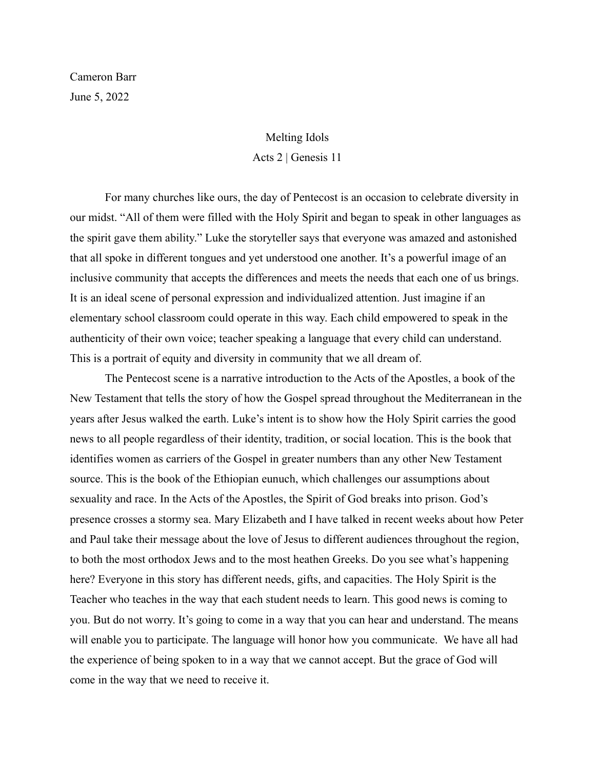Cameron Barr
June 5, 2022

# Melting Idols

## Acts 2 | Genesis 11

For many churches like ours, the day of Pentecost is an occasion to celebrate diversity in our midst. "All of them were filled with the Holy Spirit and began to speak in other languages as the spirit gave them ability." Luke the storyteller says that everyone was amazed and astonished that all spoke in different tongues and yet understood one another. It's a powerful image of an inclusive community that accepts the differences and meets the needs that each one of us brings. It is an ideal scene of personal expression and individualized attention. Just imagine if an elementary school classroom could operate in this way. Each child empowered to speak in the authenticity of their own voice; teacher speaking a language that every child can understand. This is a portrait of equity and diversity in community that we all dream of.

The Pentecost scene is a narrative introduction to the Acts of the Apostles, a book of the New Testament that tells the story of how the Gospel spread throughout the Mediterranean in the years after Jesus walked the earth. Luke's intent is to show how the Holy Spirit carries the good news to all people regardless of their identity, tradition, or social location. This is the book that identifies women as carriers of the Gospel in greater numbers than any other New Testament source. This is the book of the Ethiopian eunuch, which challenges our assumptions about sexuality and race. In the Acts of the Apostles, the Spirit of God breaks into prison. God's presence crosses a stormy sea. Mary Elizabeth and I have talked in recent weeks about how Peter and Paul take their message about the love of Jesus to different audiences throughout the region, to both the most orthodox Jews and to the most heathen Greeks. Do you see what's happening here? Everyone in this story has different needs, gifts, and capacities. The Holy Spirit is the Teacher who teaches in the way that each student needs to learn. This good news is coming to you. But do not worry. It's going to come in a way that you can hear and understand. The means will enable you to participate. The language will honor how you communicate. We have all had the experience of being spoken to in a way that we cannot accept. But the grace of God will come in the way that we need to receive it.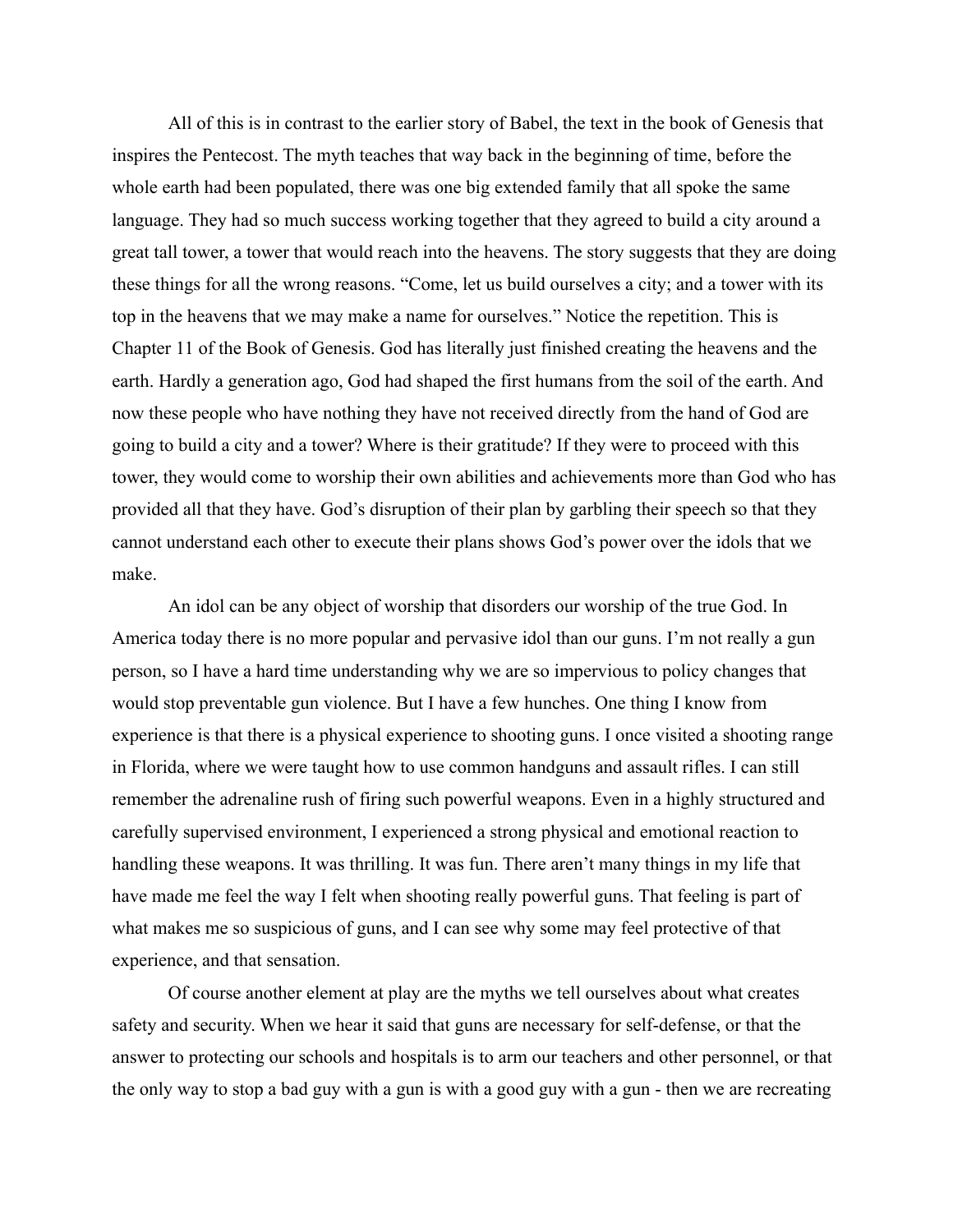All of this is in contrast to the earlier story of Babel, the text in the book of Genesis that inspires the Pentecost. The myth teaches that way back in the beginning of time, before the whole earth had been populated, there was one big extended family that all spoke the same language. They had so much success working together that they agreed to build a city around a great tall tower, a tower that would reach into the heavens. The story suggests that they are doing these things for all the wrong reasons. "Come, let us build ourselves a city; and a tower with its top in the heavens that we may make a name for ourselves." Notice the repetition. This is Chapter 11 of the Book of Genesis. God has literally just finished creating the heavens and the earth. Hardly a generation ago, God had shaped the first humans from the soil of the earth. And now these people who have nothing they have not received directly from the hand of God are going to build a city and a tower? Where is their gratitude? If they were to proceed with this tower, they would come to worship their own abilities and achievements more than God who has provided all that they have. God's disruption of their plan by garbling their speech so that they cannot understand each other to execute their plans shows God's power over the idols that we make.

An idol can be any object of worship that disorders our worship of the true God. In America today there is no more popular and pervasive idol than our guns. I'm not really a gun person, so I have a hard time understanding why we are so impervious to policy changes that would stop preventable gun violence. But I have a few hunches. One thing I know from experience is that there is a physical experience to shooting guns. I once visited a shooting range in Florida, where we were taught how to use common handguns and assault rifles. I can still remember the adrenaline rush of firing such powerful weapons. Even in a highly structured and carefully supervised environment, I experienced a strong physical and emotional reaction to handling these weapons. It was thrilling. It was fun. There aren't many things in my life that have made me feel the way I felt when shooting really powerful guns. That feeling is part of what makes me so suspicious of guns, and I can see why some may feel protective of that experience, and that sensation.

Of course another element at play are the myths we tell ourselves about what creates safety and security. When we hear it said that guns are necessary for self-defense, or that the answer to protecting our schools and hospitals is to arm our teachers and other personnel, or that the only way to stop a bad guy with a gun is with a good guy with a gun - then we are recreating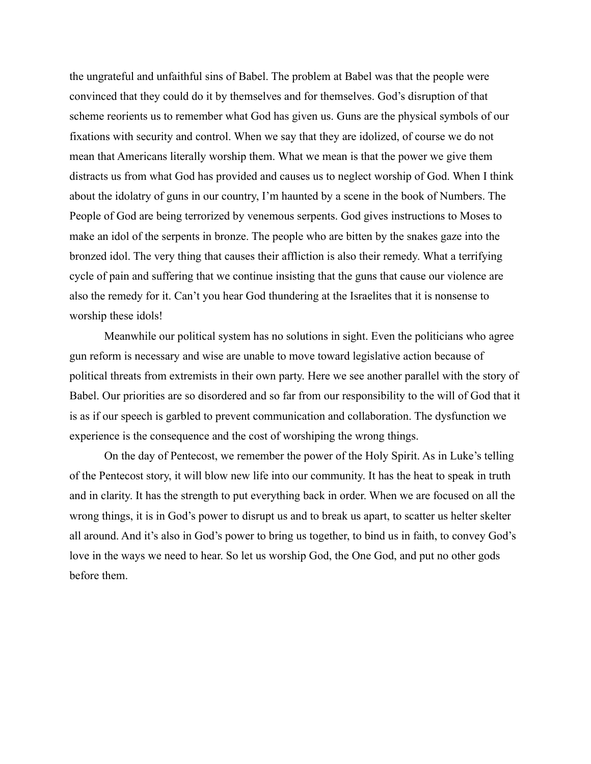the ungrateful and unfaithful sins of Babel. The problem at Babel was that the people were convinced that they could do it by themselves and for themselves. God's disruption of that scheme reorients us to remember what God has given us. Guns are the physical symbols of our fixations with security and control. When we say that they are idolized, of course we do not mean that Americans literally worship them. What we mean is that the power we give them distracts us from what God has provided and causes us to neglect worship of God. When I think about the idolatry of guns in our country, I'm haunted by a scene in the book of Numbers. The People of God are being terrorized by venemous serpents. God gives instructions to Moses to make an idol of the serpents in bronze. The people who are bitten by the snakes gaze into the bronzed idol. The very thing that causes their affliction is also their remedy. What a terrifying cycle of pain and suffering that we continue insisting that the guns that cause our violence are also the remedy for it. Can't you hear God thundering at the Israelites that it is nonsense to worship these idols!

Meanwhile our political system has no solutions in sight. Even the politicians who agree gun reform is necessary and wise are unable to move toward legislative action because of political threats from extremists in their own party. Here we see another parallel with the story of Babel. Our priorities are so disordered and so far from our responsibility to the will of God that it is as if our speech is garbled to prevent communication and collaboration. The dysfunction we experience is the consequence and the cost of worshiping the wrong things.

On the day of Pentecost, we remember the power of the Holy Spirit. As in Luke's telling of the Pentecost story, it will blow new life into our community. It has the heat to speak in truth and in clarity. It has the strength to put everything back in order. When we are focused on all the wrong things, it is in God's power to disrupt us and to break us apart, to scatter us helter skelter all around. And it's also in God's power to bring us together, to bind us in faith, to convey God's love in the ways we need to hear. So let us worship God, the One God, and put no other gods before them.